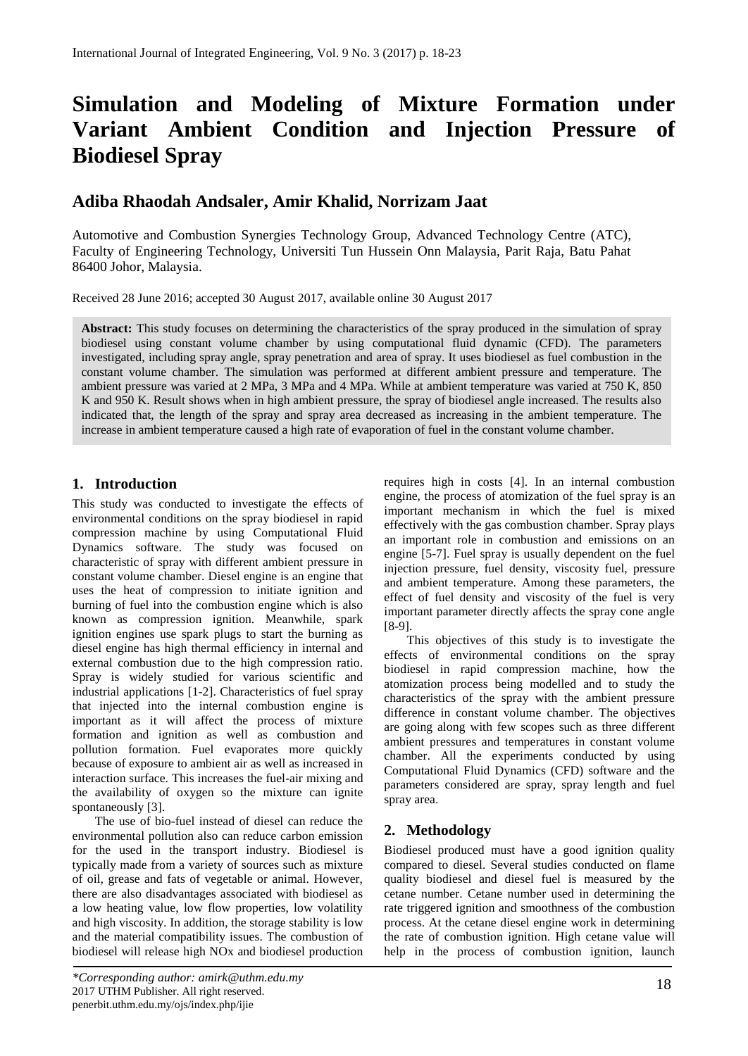# Simulation and Modeling of Mixture Formation under Variant Ambient Condition and Injection Pressure of Biodiesel Spray

## Adiba Rhaodah Andsaler, Amir Khalid, Norrizam Jaat

Automotive and Combustion Synergies Technology Group, Advanced Technology Centre (ATC), Faculty of Engineering Technology, Universiti Tun Hussein Onn Malaysia, Parit Raja, Batu Pahat 86400 Johor, Malaysia.

Received 28 June 2016; accepted 30 August 2017, available online 30 August 2017

**Abstract:** This study focuses on determining the characteristics of the spray produced in the simulation of spray biodiesel using constant volume chamber by using computational fluid dynamic (CFD). The parameters investigated, including spray angle, spray penetration and area of spray. It uses biodiesel as fuel combustion in the constant volume chamber. The simulation was performed at different ambient pressure and temperature. The ambient pressure was varied at 2 MPa, 3 MPa and 4 MPa. While at ambient temperature was varied at 750 K, 850 K and 950 K. Result shows when in high ambient pressure, the spray of biodiesel angle increased. The results also indicated that, the length of the spray and spray area decreased as increasing in the ambient temperature. The increase in ambient temperature caused a high rate of evaporation of fuel in the constant volume chamber.

## 1. Introduction

This study was conducted to investigate the effects of environmental conditions on the spray biodiesel in rapid compression machine by using Computational Fluid Dynamics software. The study was focused on characteristic of spray with different ambient pressure in constant volume chamber. Diesel engine is an engine that uses the heat of compression to initiate ignition and burning of fuel into the combustion engine which is also known as compression ignition. Meanwhile, spark ignition engines use spark plugs to start the burning as diesel engine has high thermal efficiency in internal and external combustion due to the high compression ratio. Spray is widely studied for various scientific and industrial applications [1-2]. Characteristics of fuel spray that injected into the internal combustion engine is important as it will affect the process of mixture formation and ignition as well as combustion and pollution formation. Fuel evaporates more quickly because of exposure to ambient air as well as increased in interaction surface. This increases the fuel-air mixing and the availability of oxygen so the mixture can ignite spontaneously [3].

The use of bio-fuel instead of diesel can reduce the environmental pollution also can reduce carbon emission for the used in the transport industry. Biodiesel is typically made from a variety of sources such as mixture of oil, grease and fats of vegetable or animal. However, there are also disadvantages associated with biodiesel as a low heating value, low flow properties, low volatility and high viscosity. In addition, the storage stability is low and the material compatibility issues. The combustion of biodiesel will release high NOx and biodiesel production requires high in costs [4]. In an internal combustion engine, the process of atomization of the fuel spray is an important mechanism in which the fuel is mixed effectively with the gas combustion chamber. Spray plays an important role in combustion and emissions on an engine [5-7]. Fuel spray is usually dependent on the fuel injection pressure, fuel density, viscosity fuel, pressure and ambient temperature. Among these parameters, the effect of fuel density and viscosity of the fuel is very important parameter directly affects the spray cone angle [8-9].

This objectives of this study is to investigate the effects of environmental conditions on the spray biodiesel in rapid compression machine, how the atomization process being modelled and to study the characteristics of the spray with the ambient pressure difference in constant volume chamber. The objectives are going along with few scopes such as three different ambient pressures and temperatures in constant volume chamber. All the experiments conducted by using Computational Fluid Dynamics (CFD) software and the parameters considered are spray, spray length and fuel spray area.

## 2. Methodology

Biodiesel produced must have a good ignition quality compared to diesel. Several studies conducted on flame quality biodiesel and diesel fuel is measured by the cetane number. Cetane number used in determining the rate triggered ignition and smoothness of the combustion process. At the cetane diesel engine work in determining the rate of combustion ignition. High cetane value will help in the process of combustion ignition, launch

*\*Corresponding author: amirk@uthm.edu.my*
2017 UTHM Publisher. All right reserved.
penerbit.uthm.edu.my/ojs/index.php/ijie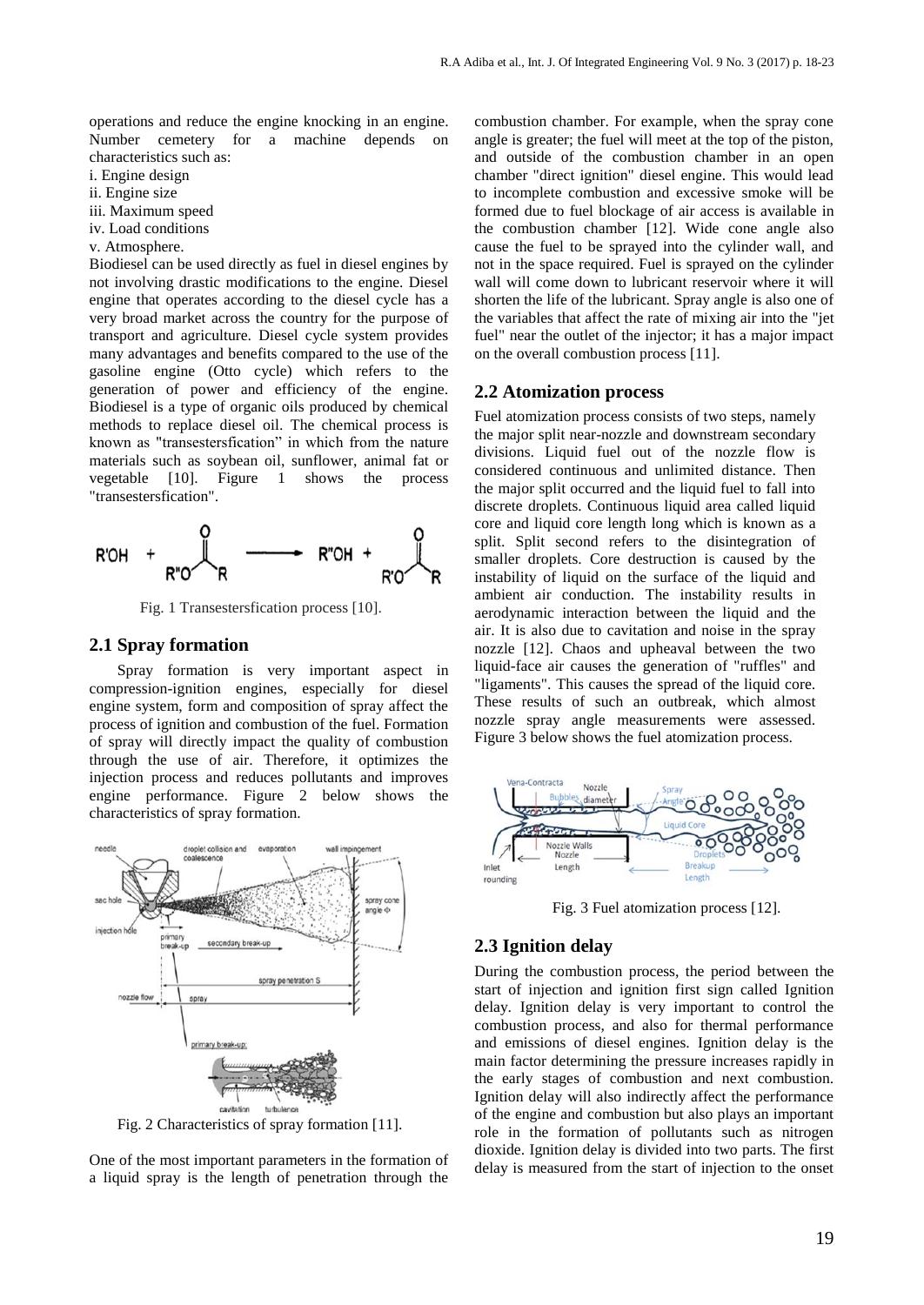operations and reduce the engine knocking in an engine. Number cemetery for a machine depends on characteristics such as:

i. Engine design
ii. Engine size
iii. Maximum speed
iv. Load conditions
v. Atmosphere.

Biodiesel can be used directly as fuel in diesel engines by not involving drastic modifications to the engine. Diesel engine that operates according to the diesel cycle has a very broad market across the country for the purpose of transport and agriculture. Diesel cycle system provides many advantages and benefits compared to the use of the gasoline engine (Otto cycle) which refers to the generation of power and efficiency of the engine. Biodiesel is a type of organic oils produced by chemical methods to replace diesel oil. The chemical process is known as "transestersfication" in which from the nature materials such as soybean oil, sunflower, animal fat or vegetable [10]. Figure 1 shows the process "transestersfication".

$$R'OH + R''O-C(=O)-R \longrightarrow R''OH + R'O-C(=O)-R$$

Fig. 1 Transestersfication process [10].

## 2.1 Spray formation

Spray formation is very important aspect in compression-ignition engines, especially for diesel engine system, form and composition of spray affect the process of ignition and combustion of the fuel. Formation of spray will directly impact the quality of combustion through the use of air. Therefore, it optimizes the injection process and reduces pollutants and improves engine performance. Figure 2 below shows the characteristics of spray formation.

Fig. 2 Characteristics of spray formation [11].

One of the most important parameters in the formation of a liquid spray is the length of penetration through the combustion chamber. For example, when the spray cone angle is greater; the fuel will meet at the top of the piston, and outside of the combustion chamber in an open chamber "direct ignition" diesel engine. This would lead to incomplete combustion and excessive smoke will be formed due to fuel blockage of air access is available in the combustion chamber [12]. Wide cone angle also cause the fuel to be sprayed into the cylinder wall, and not in the space required. Fuel is sprayed on the cylinder wall will come down to lubricant reservoir where it will shorten the life of the lubricant. Spray angle is also one of the variables that affect the rate of mixing air into the "jet fuel" near the outlet of the injector; it has a major impact on the overall combustion process [11].

## 2.2 Atomization process

Fuel atomization process consists of two steps, namely the major split near-nozzle and downstream secondary divisions. Liquid fuel out of the nozzle flow is considered continuous and unlimited distance. Then the major split occurred and the liquid fuel to fall into discrete droplets. Continuous liquid area called liquid core and liquid core length long which is known as a split. Split second refers to the disintegration of smaller droplets. Core destruction is caused by the instability of liquid on the surface of the liquid and ambient air conduction. The instability results in aerodynamic interaction between the liquid and the air. It is also due to cavitation and noise in the spray nozzle [12]. Chaos and upheaval between the two liquid-face air causes the generation of "ruffles" and "ligaments". This causes the spread of the liquid core. These results of such an outbreak, which almost nozzle spray angle measurements were assessed. Figure 3 below shows the fuel atomization process.

Fig. 3 Fuel atomization process [12].

## 2.3 Ignition delay

During the combustion process, the period between the start of injection and ignition first sign called Ignition delay. Ignition delay is very important to control the combustion process, and also for thermal performance and emissions of diesel engines. Ignition delay is the main factor determining the pressure increases rapidly in the early stages of combustion and next combustion. Ignition delay will also indirectly affect the performance of the engine and combustion but also plays an important role in the formation of pollutants such as nitrogen dioxide. Ignition delay is divided into two parts. The first delay is measured from the start of injection to the onset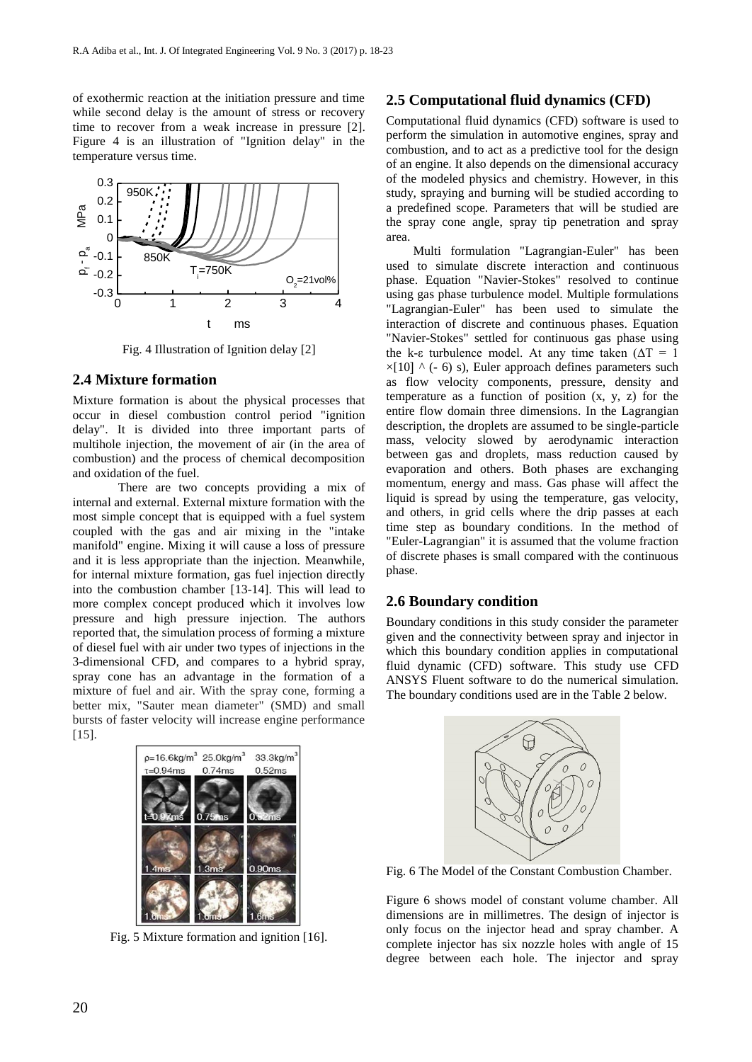of exothermic reaction at the initiation pressure and time while second delay is the amount of stress or recovery time to recover from a weak increase in pressure [2]. Figure 4 is an illustration of "Ignition delay" in the temperature versus time.

Fig. 4 Illustration of Ignition delay [2]

## 2.4 Mixture formation

Mixture formation is about the physical processes that occur in diesel combustion control period "ignition delay". It is divided into three important parts of multihole injection, the movement of air (in the area of combustion) and the process of chemical decomposition and oxidation of the fuel.

There are two concepts providing a mix of internal and external. External mixture formation with the most simple concept that is equipped with a fuel system coupled with the gas and air mixing in the "intake manifold" engine. Mixing it will cause a loss of pressure and it is less appropriate than the injection. Meanwhile, for internal mixture formation, gas fuel injection directly into the combustion chamber [13-14]. This will lead to more complex concept produced which it involves low pressure and high pressure injection. The authors reported that, the simulation process of forming a mixture of diesel fuel with air under two types of injections in the 3-dimensional CFD, and compares to a hybrid spray, spray cone has an advantage in the formation of a mixture of fuel and air. With the spray cone, forming a better mix, "Sauter mean diameter" (SMD) and small bursts of faster velocity will increase engine performance [15].

Fig. 5 Mixture formation and ignition [16].

## 2.5 Computational fluid dynamics (CFD)

Computational fluid dynamics (CFD) software is used to perform the simulation in automotive engines, spray and combustion, and to act as a predictive tool for the design of an engine. It also depends on the dimensional accuracy of the modeled physics and chemistry. However, in this study, spraying and burning will be studied according to a predefined scope. Parameters that will be studied are the spray cone angle, spray tip penetration and spray area.

Multi formulation "Lagrangian-Euler" has been used to simulate discrete interaction and continuous phase. Equation "Navier-Stokes" resolved to continue using gas phase turbulence model. Multiple formulations "Lagrangian-Euler" has been used to simulate the interaction of discrete and continuous phases. Equation "Navier-Stokes" settled for continuous gas phase using the k-ε turbulence model. At any time taken ($\Delta T = 1 \times[10] \wedge (-6)$ s), Euler approach defines parameters such as flow velocity components, pressure, density and temperature as a function of position (x, y, z) for the entire flow domain three dimensions. In the Lagrangian description, the droplets are assumed to be single-particle mass, velocity slowed by aerodynamic interaction between gas and droplets, mass reduction caused by evaporation and others. Both phases are exchanging momentum, energy and mass. Gas phase will affect the liquid is spread by using the temperature, gas velocity, and others, in grid cells where the drip passes at each time step as boundary conditions. In the method of "Euler-Lagrangian" it is assumed that the volume fraction of discrete phases is small compared with the continuous phase.

## 2.6 Boundary condition

Boundary conditions in this study consider the parameter given and the connectivity between spray and injector in which this boundary condition applies in computational fluid dynamic (CFD) software. This study use CFD ANSYS Fluent software to do the numerical simulation. The boundary conditions used are in the Table 2 below.

Fig. 6 The Model of the Constant Combustion Chamber.

Figure 6 shows model of constant volume chamber. All dimensions are in millimetres. The design of injector is only focus on the injector head and spray chamber. A complete injector has six nozzle holes with angle of 15 degree between each hole. The injector and spray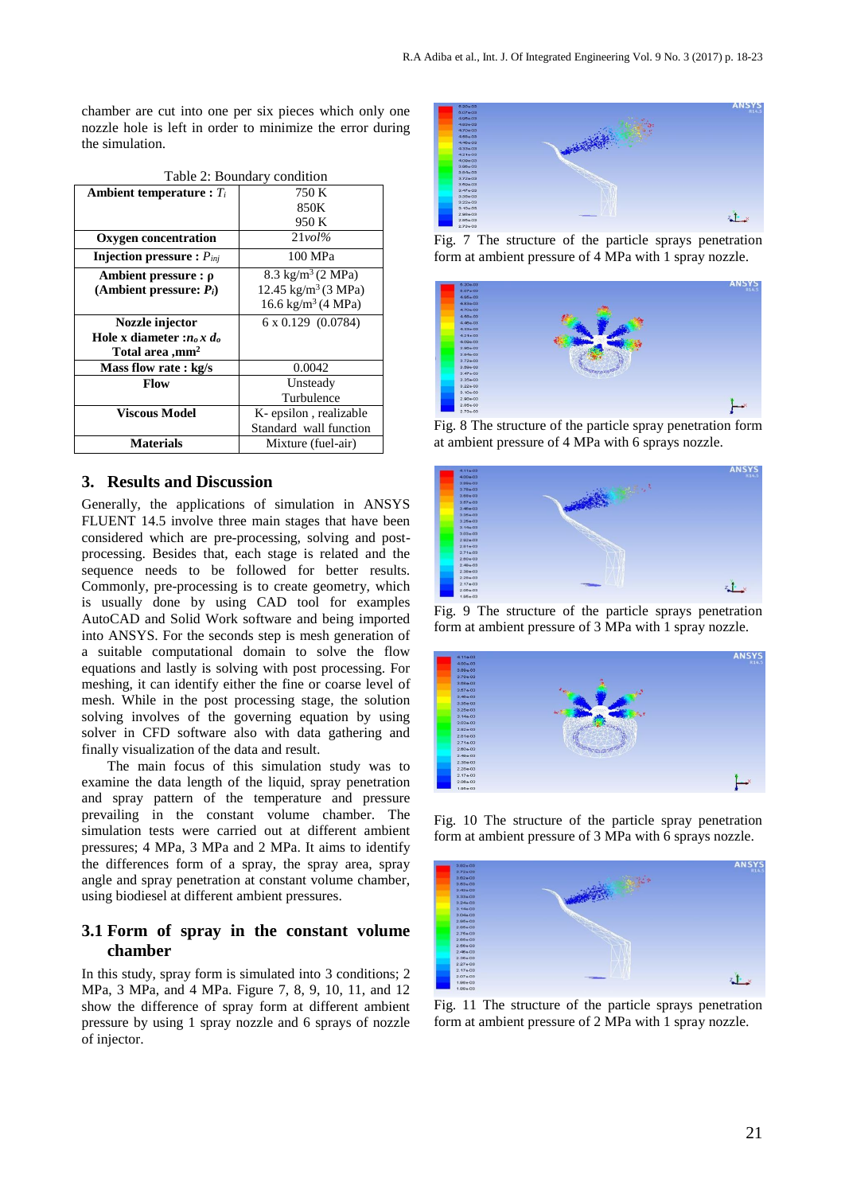chamber are cut into one per six pieces which only one nozzle hole is left in order to minimize the error during the simulation.

Table 2: Boundary condition

| Parameter | Value |
|---|---|
| **Ambient temperature : $T_i$** | 750 K<br>850K<br>950 K |
| **Oxygen concentration** | 21*vol%* |
| **Injection pressure : $P_{inj}$** | 100 MPa |
| **Ambient pressure : ρ (Ambient pressure: $P_i$)** | 8.3 kg/m$^3$ (2 MPa)<br>12.45 kg/m$^3$ (3 MPa)<br>16.6 kg/m$^3$ (4 MPa) |
| **Nozzle injector Hole x diameter :$n_o$ x $d_o$ Total area ,mm$^2$** | 6 x 0.129 (0.0784) |
| **Mass flow rate : kg/s** | 0.0042 |
| **Flow** | Unsteady Turbulence |
| **Viscous Model** | K- epsilon , realizable Standard wall function |
| **Materials** | Mixture (fuel-air) |

## 3. Results and Discussion

Generally, the applications of simulation in ANSYS FLUENT 14.5 involve three main stages that have been considered which are pre-processing, solving and post-processing. Besides that, each stage is related and the sequence needs to be followed for better results. Commonly, pre-processing is to create geometry, which is usually done by using CAD tool for examples AutoCAD and Solid Work software and being imported into ANSYS. For the seconds step is mesh generation of a suitable computational domain to solve the flow equations and lastly is solving with post processing. For meshing, it can identify either the fine or coarse level of mesh. While in the post processing stage, the solution solving involves of the governing equation by using solver in CFD software also with data gathering and finally visualization of the data and result.

The main focus of this simulation study was to examine the data length of the liquid, spray penetration and spray pattern of the temperature and pressure prevailing in the constant volume chamber. The simulation tests were carried out at different ambient pressures; 4 MPa, 3 MPa and 2 MPa. It aims to identify the differences form of a spray, the spray area, spray angle and spray penetration at constant volume chamber, using biodiesel at different ambient pressures.

### 3.1 Form of spray in the constant volume chamber

In this study, spray form is simulated into 3 conditions; 2 MPa, 3 MPa, and 4 MPa. Figure 7, 8, 9, 10, 11, and 12 show the difference of spray form at different ambient pressure by using 1 spray nozzle and 6 sprays of nozzle of injector.

Fig. 7 The structure of the particle sprays penetration form at ambient pressure of 4 MPa with 1 spray nozzle.

Fig. 8 The structure of the particle spray penetration form at ambient pressure of 4 MPa with 6 sprays nozzle.

Fig. 9 The structure of the particle sprays penetration form at ambient pressure of 3 MPa with 1 spray nozzle.

Fig. 10 The structure of the particle spray penetration form at ambient pressure of 3 MPa with 6 sprays nozzle.

Fig. 11 The structure of the particle sprays penetration form at ambient pressure of 2 MPa with 1 spray nozzle.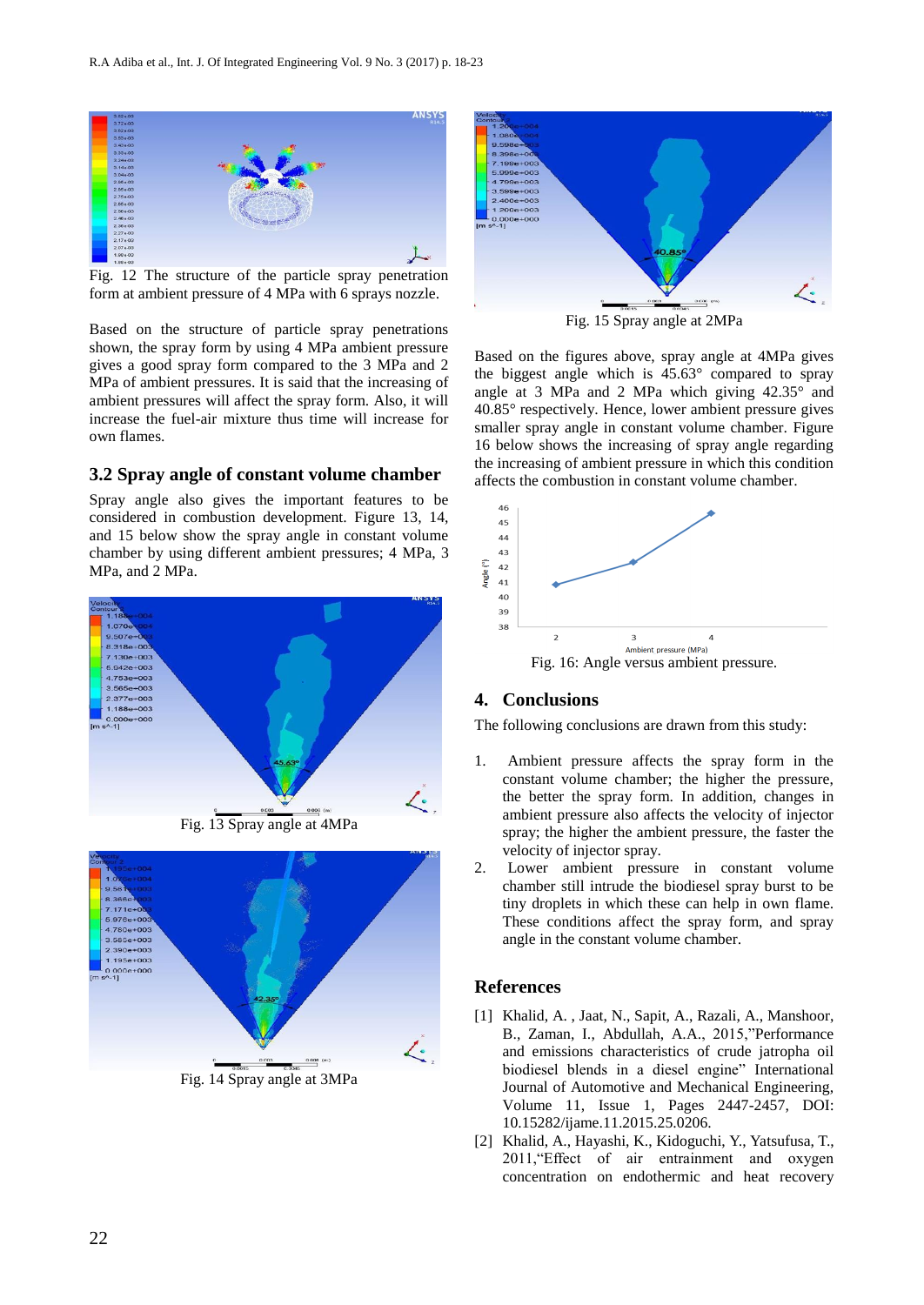Fig. 12 The structure of the particle spray penetration form at ambient pressure of 4 MPa with 6 sprays nozzle.

Based on the structure of particle spray penetrations shown, the spray form by using 4 MPa ambient pressure gives a good spray form compared to the 3 MPa and 2 MPa of ambient pressures. It is said that the increasing of ambient pressures will affect the spray form. Also, it will increase the fuel-air mixture thus time will increase for own flames.

## 3.2 Spray angle of constant volume chamber

Spray angle also gives the important features to be considered in combustion development. Figure 13, 14, and 15 below show the spray angle in constant volume chamber by using different ambient pressures; 4 MPa, 3 MPa, and 2 MPa.

Fig. 13 Spray angle at 4MPa

Fig. 14 Spray angle at 3MPa

Fig. 15 Spray angle at 2MPa

Based on the figures above, spray angle at 4MPa gives the biggest angle which is 45.63° compared to spray angle at 3 MPa and 2 MPa which giving 42.35° and 40.85° respectively. Hence, lower ambient pressure gives smaller spray angle in constant volume chamber. Figure 16 below shows the increasing of spray angle regarding the increasing of ambient pressure in which this condition affects the combustion in constant volume chamber.

Fig. 16: Angle versus ambient pressure.

## 4. Conclusions

The following conclusions are drawn from this study:

1. Ambient pressure affects the spray form in the constant volume chamber; the higher the pressure, the better the spray form. In addition, changes in ambient pressure also affects the velocity of injector spray; the higher the ambient pressure, the faster the velocity of injector spray.
2. Lower ambient pressure in constant volume chamber still intrude the biodiesel spray burst to be tiny droplets in which these can help in own flame. These conditions affect the spray form, and spray angle in the constant volume chamber.

## References

[1] Khalid, A. , Jaat, N., Sapit, A., Razali, A., Manshoor, B., Zaman, I., Abdullah, A.A., 2015,"Performance and emissions characteristics of crude jatropha oil biodiesel blends in a diesel engine" International Journal of Automotive and Mechanical Engineering, Volume 11, Issue 1, Pages 2447-2457, DOI: 10.15282/ijame.11.2015.25.0206.

[2] Khalid, A., Hayashi, K., Kidoguchi, Y., Yatsufusa, T., 2011,"Effect of air entrainment and oxygen concentration on endothermic and heat recovery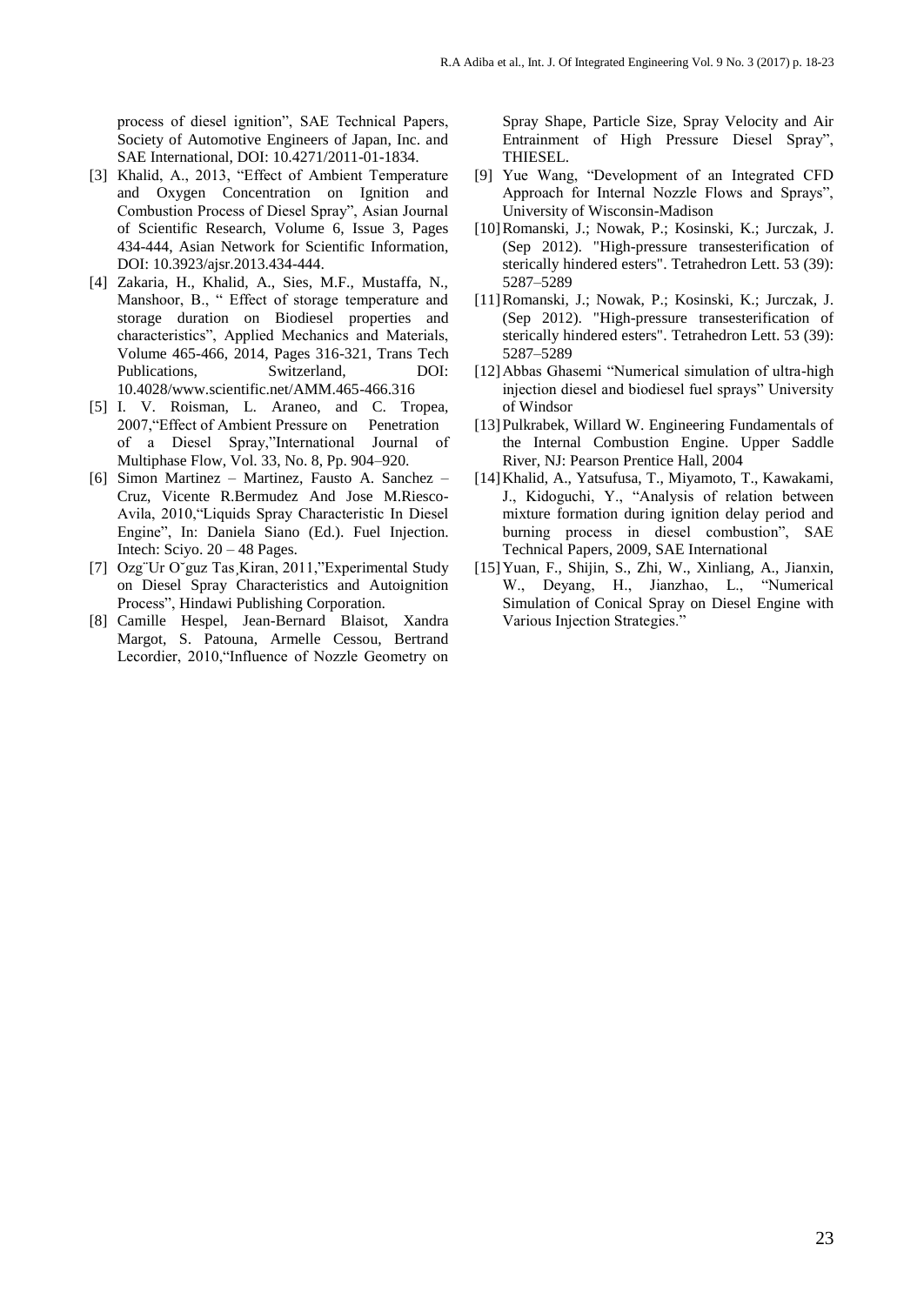process of diesel ignition", SAE Technical Papers, Society of Automotive Engineers of Japan, Inc. and SAE International, DOI: 10.4271/2011-01-1834.

[3] Khalid, A., 2013, "Effect of Ambient Temperature and Oxygen Concentration on Ignition and Combustion Process of Diesel Spray", Asian Journal of Scientific Research, Volume 6, Issue 3, Pages 434-444, Asian Network for Scientific Information, DOI: 10.3923/ajsr.2013.434-444.

[4] Zakaria, H., Khalid, A., Sies, M.F., Mustaffa, N., Manshoor, B., " Effect of storage temperature and storage duration on Biodiesel properties and characteristics", Applied Mechanics and Materials, Volume 465-466, 2014, Pages 316-321, Trans Tech Publications, Switzerland, DOI: 10.4028/www.scientific.net/AMM.465-466.316

[5] I. V. Roisman, L. Araneo, and C. Tropea, 2007,"Effect of Ambient Pressure on Penetration of a Diesel Spray,"International Journal of Multiphase Flow, Vol. 33, No. 8, Pp. 904–920.

[6] Simon Martinez – Martinez, Fausto A. Sanchez – Cruz, Vicente R.Bermudez And Jose M.Riesco-Avila, 2010,"Liquids Spray Characteristic In Diesel Engine", In: Daniela Siano (Ed.). Fuel Injection. Intech: Sciyo. 20 – 48 Pages.

[7] Ozg˘Ur O˘guz Tas¸Kiran, 2011,"Experimental Study on Diesel Spray Characteristics and Autoignition Process", Hindawi Publishing Corporation.

[8] Camille Hespel, Jean-Bernard Blaisot, Xandra Margot, S. Patouna, Armelle Cessou, Bertrand Lecordier, 2010,"Influence of Nozzle Geometry on Spray Shape, Particle Size, Spray Velocity and Air Entrainment of High Pressure Diesel Spray", THIESEL.

[9] Yue Wang, "Development of an Integrated CFD Approach for Internal Nozzle Flows and Sprays", University of Wisconsin-Madison

[10] Romanski, J.; Nowak, P.; Kosinski, K.; Jurczak, J. (Sep 2012). "High-pressure transesterification of sterically hindered esters". Tetrahedron Lett. 53 (39): 5287–5289

[11] Romanski, J.; Nowak, P.; Kosinski, K.; Jurczak, J. (Sep 2012). "High-pressure transesterification of sterically hindered esters". Tetrahedron Lett. 53 (39): 5287–5289

[12] Abbas Ghasemi "Numerical simulation of ultra-high injection diesel and biodiesel fuel sprays" University of Windsor

[13] Pulkrabek, Willard W. Engineering Fundamentals of the Internal Combustion Engine. Upper Saddle River, NJ: Pearson Prentice Hall, 2004

[14] Khalid, A., Yatsufusa, T., Miyamoto, T., Kawakami, J., Kidoguchi, Y., "Analysis of relation between mixture formation during ignition delay period and burning process in diesel combustion", SAE Technical Papers, 2009, SAE International

[15] Yuan, F., Shijin, S., Zhi, W., Xinliang, A., Jianxin, W., Deyang, H., Jianzhao, L., "Numerical Simulation of Conical Spray on Diesel Engine with Various Injection Strategies."